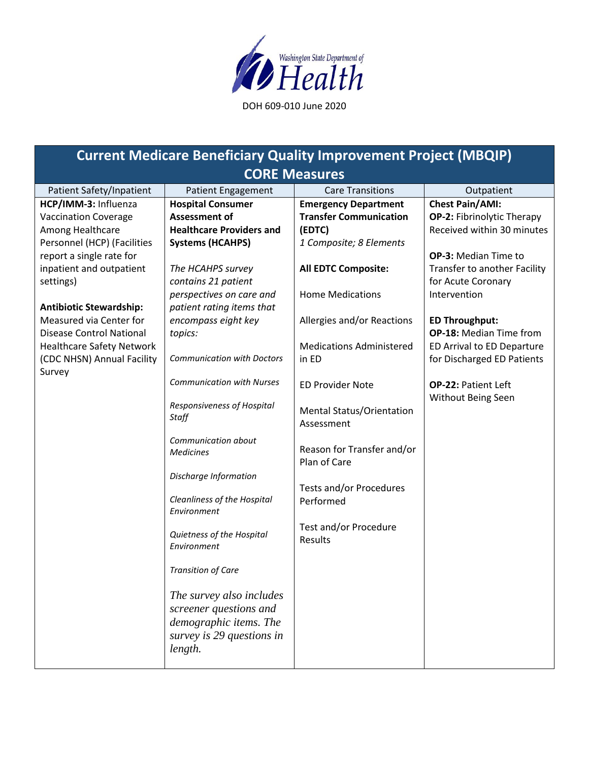Washington State Department of Health

DOH 609-010 June 2020

## Current Medicare Beneficiary Quality Improvement Project (MBQIP) CORE Measures

| Patient Safety/Inpatient | Patient Engagement | Care Transitions | Outpatient |
|---|---|---|---|
| **HCP/IMM-3:** Influenza Vaccination Coverage Among Healthcare Personnel (HCP) (Facilities report a single rate for inpatient and outpatient settings)<br><br>**Antibiotic Stewardship:** Measured via Center for Disease Control National Healthcare Safety Network (CDC NHSN) Annual Facility Survey | **Hospital Consumer Assessment of Healthcare Providers and Systems (HCAHPS)**<br><br>*The HCAHPS survey contains 21 patient perspectives on care and patient rating items that encompass eight key topics:*<br><br>*Communication with Doctors*<br><br>*Communication with Nurses*<br><br>*Responsiveness of Hospital Staff*<br><br>*Communication about Medicines*<br><br>*Discharge Information*<br><br>*Cleanliness of the Hospital Environment*<br><br>*Quietness of the Hospital Environment*<br><br>*Transition of Care*<br><br>*The survey also includes screener questions and demographic items. The survey is 29 questions in length.* | **Emergency Department Transfer Communication (EDTC)**<br>*1 Composite; 8 Elements*<br><br>**All EDTC Composite:**<br><br>Home Medications<br><br>Allergies and/or Reactions<br><br>Medications Administered in ED<br><br>ED Provider Note<br><br>Mental Status/Orientation Assessment<br><br>Reason for Transfer and/or Plan of Care<br><br>Tests and/or Procedures Performed<br><br>Test and/or Procedure Results | **Chest Pain/AMI:**<br>**OP-2:** Fibrinolytic Therapy Received within 30 minutes<br><br>**OP-3:** Median Time to Transfer to another Facility for Acute Coronary Intervention<br><br>**ED Throughput:**<br>**OP-18:** Median Time from ED Arrival to ED Departure for Discharged ED Patients<br><br>**OP-22:** Patient Left Without Being Seen |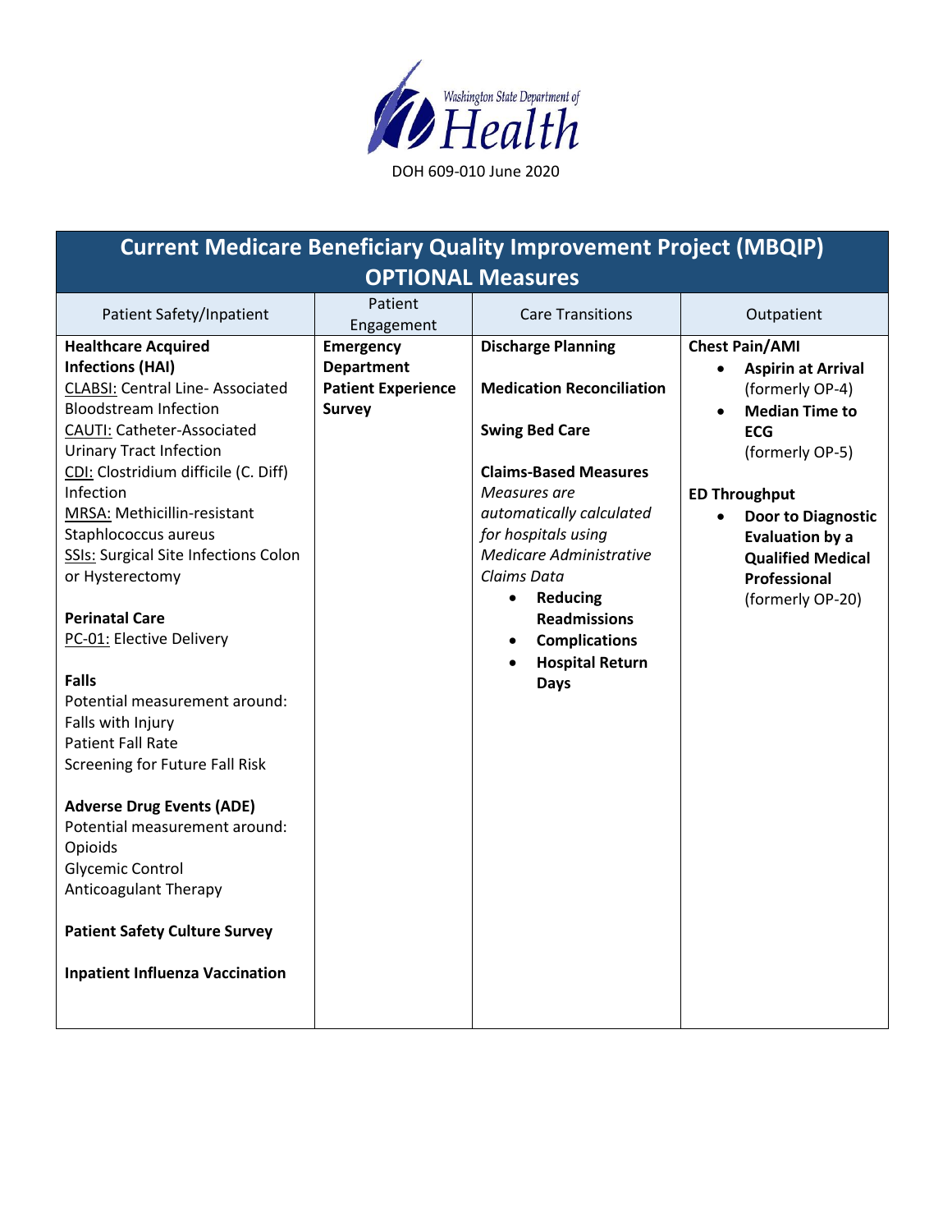Washington State Department of Health

DOH 609-010 June 2020

| Current Medicare Beneficiary Quality Improvement Project (MBQIP) OPTIONAL Measures | | | |
|---|---|---|---|
| Patient Safety/Inpatient | Patient Engagement | Care Transitions | Outpatient |
| **Healthcare Acquired Infections (HAI)**<br>CLABSI: Central Line- Associated Bloodstream Infection<br>CAUTI: Catheter-Associated Urinary Tract Infection<br>CDI: Clostridium difficile (C. Diff) Infection<br>MRSA: Methicillin-resistant Staphlococcus aureus<br>SSIs: Surgical Site Infections Colon or Hysterectomy<br><br>**Perinatal Care**<br>PC-01: Elective Delivery<br><br>**Falls**<br>Potential measurement around:<br>Falls with Injury<br>Patient Fall Rate<br>Screening for Future Fall Risk<br><br>**Adverse Drug Events (ADE)**<br>Potential measurement around:<br>Opioids<br>Glycemic Control<br>Anticoagulant Therapy<br><br>**Patient Safety Culture Survey**<br><br>**Inpatient Influenza Vaccination** | **Emergency Department Patient Experience Survey** | **Discharge Planning**<br><br>**Medication Reconciliation**<br><br>**Swing Bed Care**<br><br>**Claims-Based Measures**<br>*Measures are automatically calculated for hospitals using Medicare Administrative Claims Data*<br>• **Reducing Readmissions**<br>• **Complications**<br>• **Hospital Return Days** | **Chest Pain/AMI**<br>• **Aspirin at Arrival** (formerly OP-4)<br>• **Median Time to ECG** (formerly OP-5)<br><br>**ED Throughput**<br>• **Door to Diagnostic Evaluation by a Qualified Medical Professional** (formerly OP-20) |